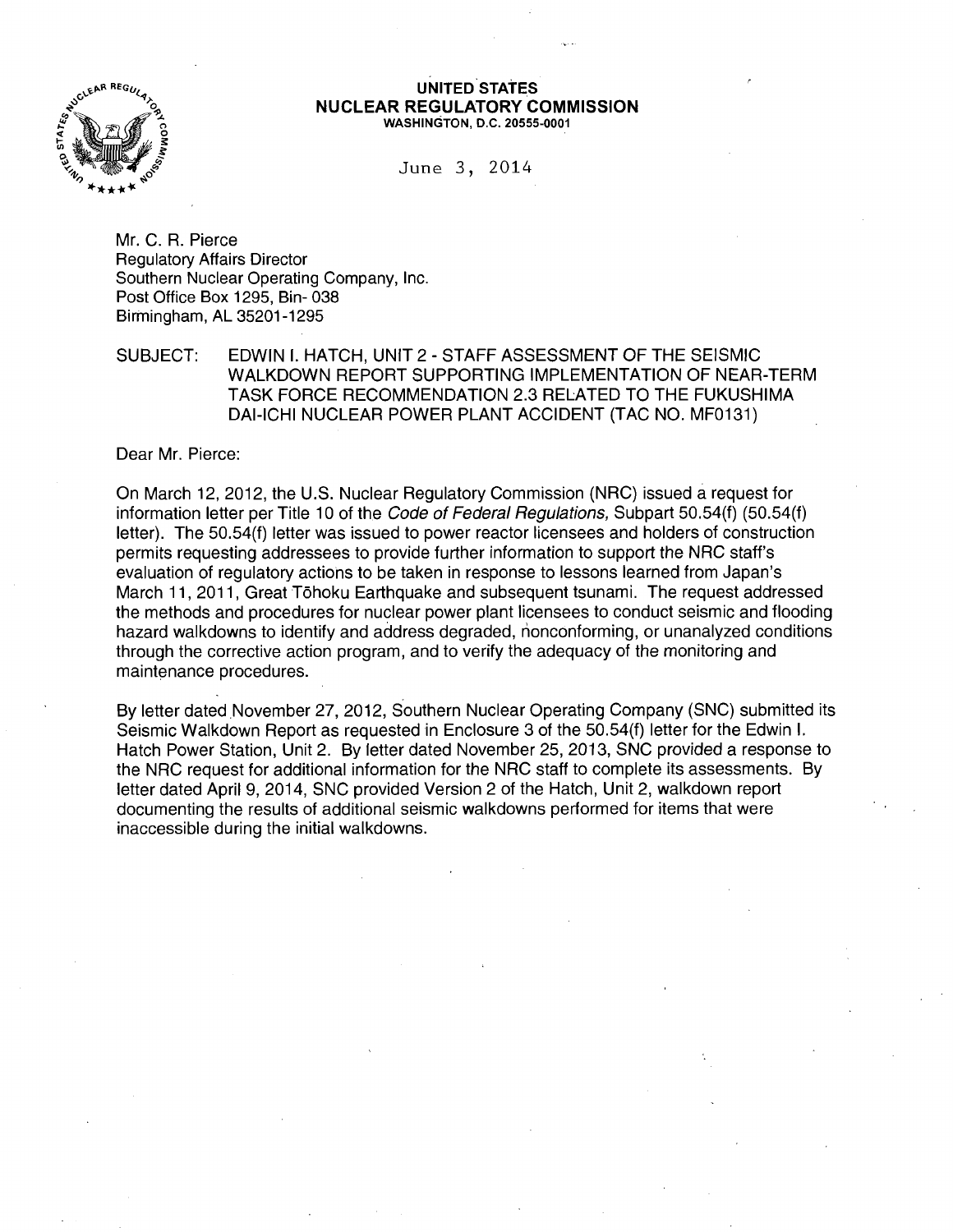**UNITED STATES**
**NUCLEAR REGULATORY COMMISSION**
WASHINGTON, D.C. 20555-0001

June 3, 2014

Mr. C. R. Pierce
Regulatory Affairs Director
Southern Nuclear Operating Company, Inc.
Post Office Box 1295, Bin- 038
Birmingham, AL 35201-1295

SUBJECT: EDWIN I. HATCH, UNIT 2 - STAFF ASSESSMENT OF THE SEISMIC WALKDOWN REPORT SUPPORTING IMPLEMENTATION OF NEAR-TERM TASK FORCE RECOMMENDATION 2.3 RELATED TO THE FUKUSHIMA DAI-ICHI NUCLEAR POWER PLANT ACCIDENT (TAC NO. MF0131)

Dear Mr. Pierce:

On March 12, 2012, the U.S. Nuclear Regulatory Commission (NRC) issued a request for information letter per Title 10 of the *Code of Federal Regulations,* Subpart 50.54(f) (50.54(f) letter). The 50.54(f) letter was issued to power reactor licensees and holders of construction permits requesting addressees to provide further information to support the NRC staff's evaluation of regulatory actions to be taken in response to lessons learned from Japan's March 11, 2011, Great Tōhoku Earthquake and subsequent tsunami. The request addressed the methods and procedures for nuclear power plant licensees to conduct seismic and flooding hazard walkdowns to identify and address degraded, nonconforming, or unanalyzed conditions through the corrective action program, and to verify the adequacy of the monitoring and maintenance procedures.

By letter dated November 27, 2012, Southern Nuclear Operating Company (SNC) submitted its Seismic Walkdown Report as requested in Enclosure 3 of the 50.54(f) letter for the Edwin I. Hatch Power Station, Unit 2. By letter dated November 25, 2013, SNC provided a response to the NRC request for additional information for the NRC staff to complete its assessments. By letter dated April 9, 2014, SNC provided Version 2 of the Hatch, Unit 2, walkdown report documenting the results of additional seismic walkdowns performed for items that were inaccessible during the initial walkdowns.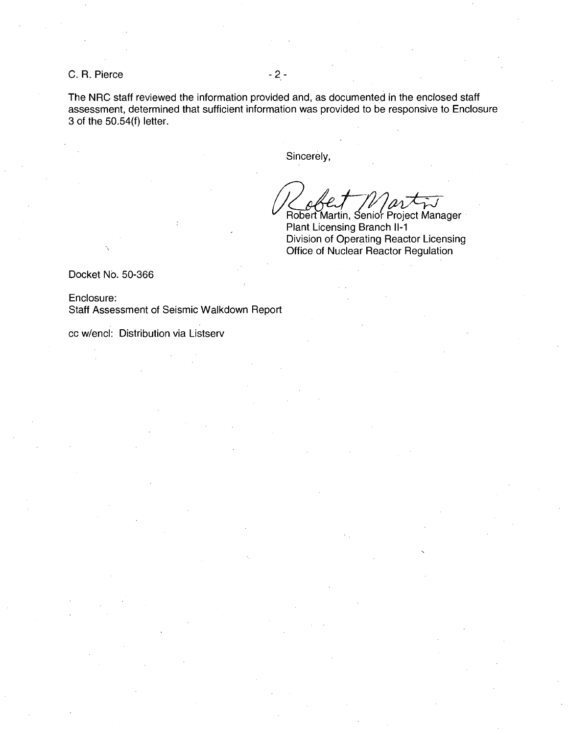The NRC staff reviewed the information provided and, as documented in the enclosed staff assessment, determined that sufficient information was provided to be responsive to Enclosure 3 of the 50.54(f) letter.

Sincerely,

Robert Martin, Senior Project Manager
Plant Licensing Branch II-1
Division of Operating Reactor Licensing
Office of Nuclear Reactor Regulation

Docket No. 50-366

Enclosure:
Staff Assessment of Seismic Walkdown Report

cc w/encl: Distribution via Listserv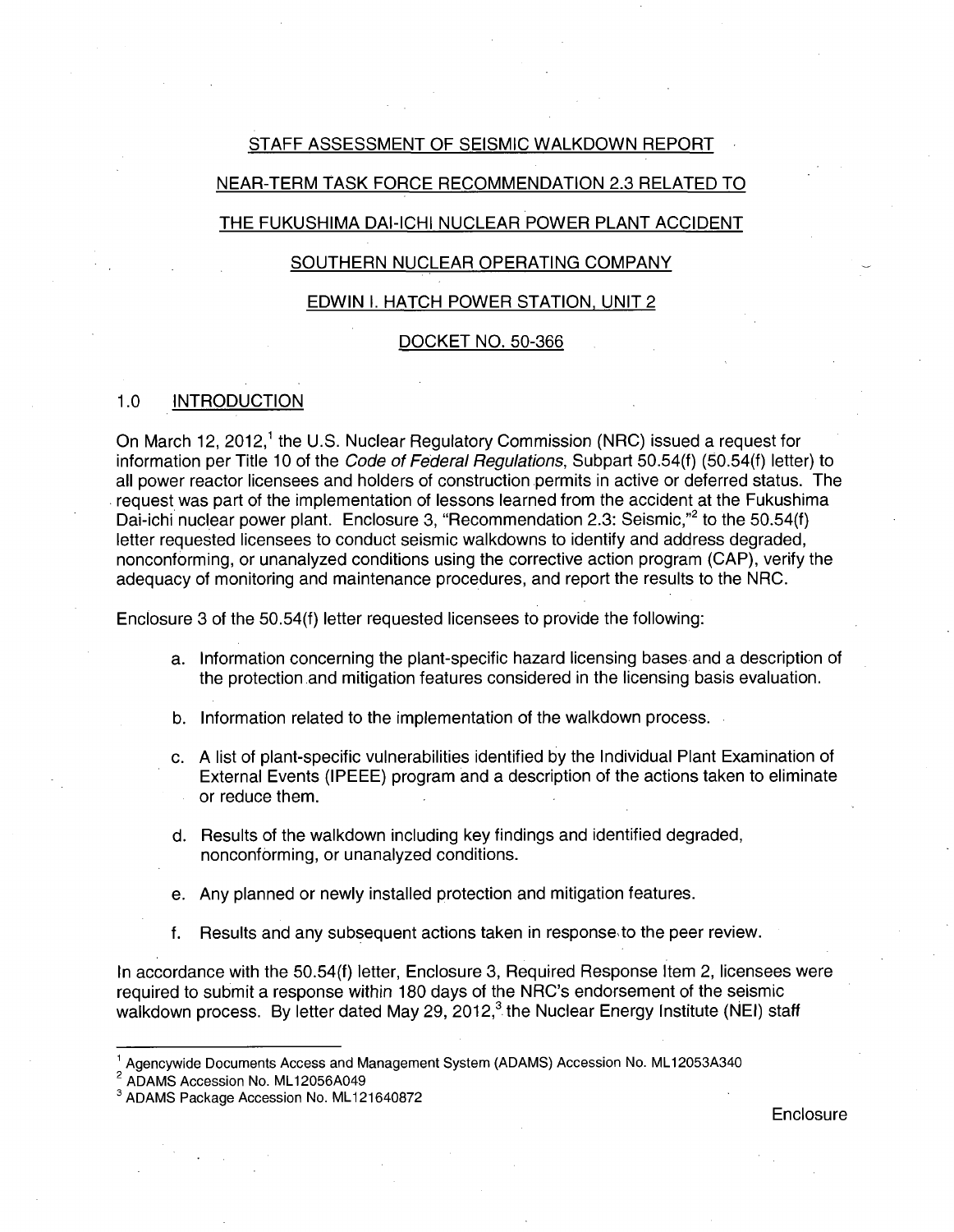STAFF ASSESSMENT OF SEISMIC WALKDOWN REPORT

NEAR-TERM TASK FORCE RECOMMENDATION 2.3 RELATED TO

THE FUKUSHIMA DAI-ICHI NUCLEAR POWER PLANT ACCIDENT

SOUTHERN NUCLEAR OPERATING COMPANY

EDWIN I. HATCH POWER STATION, UNIT 2

DOCKET NO. 50-366

## 1.0 INTRODUCTION

On March 12, 2012,[1] the U.S. Nuclear Regulatory Commission (NRC) issued a request for information per Title 10 of the *Code of Federal Regulations*, Subpart 50.54(f) (50.54(f) letter) to all power reactor licensees and holders of construction permits in active or deferred status. The request was part of the implementation of lessons learned from the accident at the Fukushima Dai-ichi nuclear power plant. Enclosure 3, "Recommendation 2.3: Seismic,"[2] to the 50.54(f) letter requested licensees to conduct seismic walkdowns to identify and address degraded, nonconforming, or unanalyzed conditions using the corrective action program (CAP), verify the adequacy of monitoring and maintenance procedures, and report the results to the NRC.

Enclosure 3 of the 50.54(f) letter requested licensees to provide the following:

a. Information concerning the plant-specific hazard licensing bases and a description of the protection and mitigation features considered in the licensing basis evaluation.

b. Information related to the implementation of the walkdown process.

c. A list of plant-specific vulnerabilities identified by the Individual Plant Examination of External Events (IPEEE) program and a description of the actions taken to eliminate or reduce them.

d. Results of the walkdown including key findings and identified degraded, nonconforming, or unanalyzed conditions.

e. Any planned or newly installed protection and mitigation features.

f. Results and any subsequent actions taken in response to the peer review.

In accordance with the 50.54(f) letter, Enclosure 3, Required Response Item 2, licensees were required to submit a response within 180 days of the NRC's endorsement of the seismic walkdown process. By letter dated May 29, 2012,[3] the Nuclear Energy Institute (NEI) staff

---

[1] Agencywide Documents Access and Management System (ADAMS) Accession No. ML12053A340

[2] ADAMS Accession No. ML12056A049

[3] ADAMS Package Accession No. ML121640872

Enclosure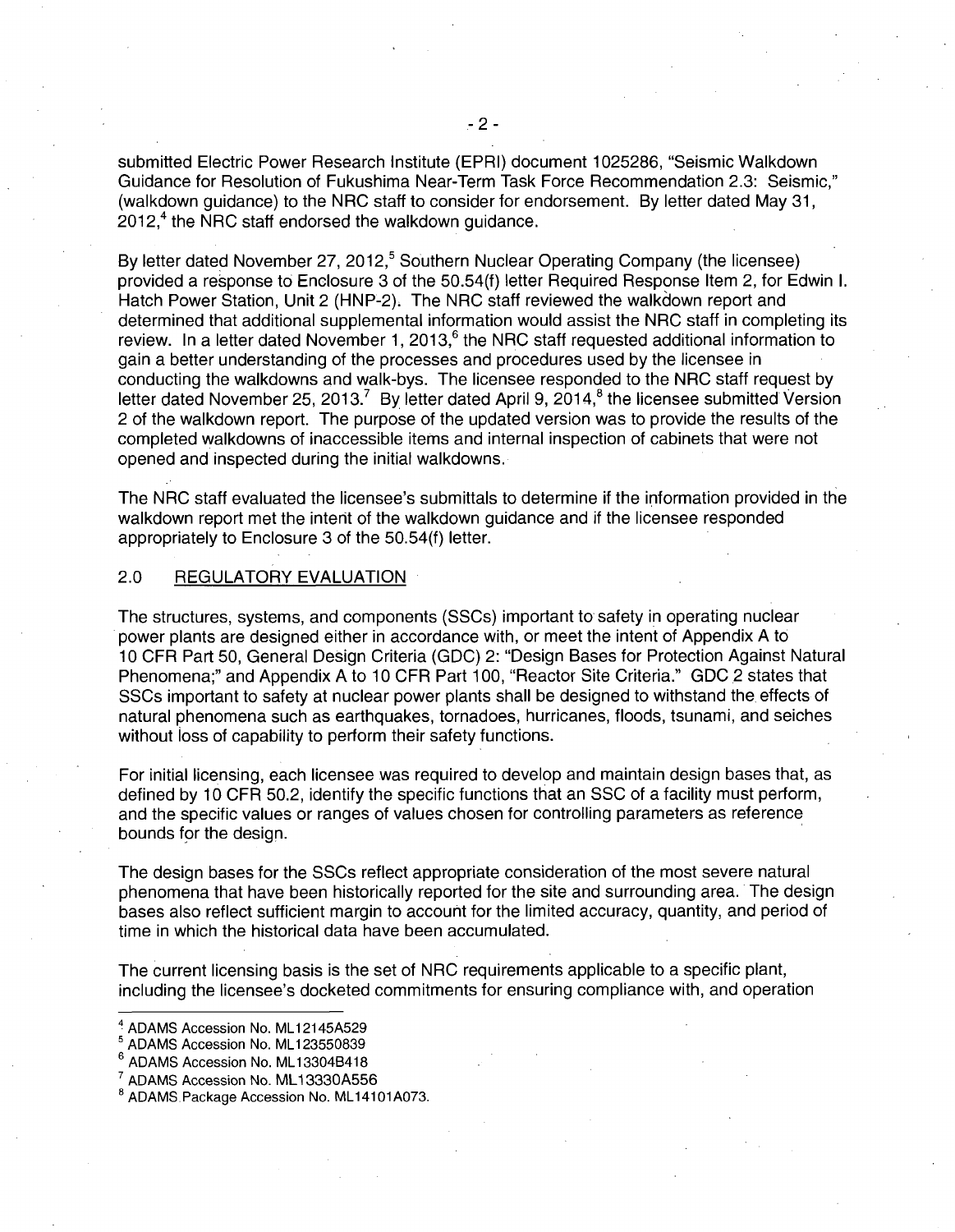submitted Electric Power Research Institute (EPRI) document 1025286, "Seismic Walkdown Guidance for Resolution of Fukushima Near-Term Task Force Recommendation 2.3: Seismic," (walkdown guidance) to the NRC staff to consider for endorsement. By letter dated May 31, 2012,[4] the NRC staff endorsed the walkdown guidance.

By letter dated November 27, 2012,[5] Southern Nuclear Operating Company (the licensee) provided a response to Enclosure 3 of the 50.54(f) letter Required Response Item 2, for Edwin I. Hatch Power Station, Unit 2 (HNP-2). The NRC staff reviewed the walkdown report and determined that additional supplemental information would assist the NRC staff in completing its review. In a letter dated November 1, 2013,[6] the NRC staff requested additional information to gain a better understanding of the processes and procedures used by the licensee in conducting the walkdowns and walk-bys. The licensee responded to the NRC staff request by letter dated November 25, 2013.[7] By letter dated April 9, 2014,[8] the licensee submitted Version 2 of the walkdown report. The purpose of the updated version was to provide the results of the completed walkdowns of inaccessible items and internal inspection of cabinets that were not opened and inspected during the initial walkdowns.

The NRC staff evaluated the licensee's submittals to determine if the information provided in the walkdown report met the intent of the walkdown guidance and if the licensee responded appropriately to Enclosure 3 of the 50.54(f) letter.

## 2.0 REGULATORY EVALUATION

The structures, systems, and components (SSCs) important to safety in operating nuclear power plants are designed either in accordance with, or meet the intent of Appendix A to 10 CFR Part 50, General Design Criteria (GDC) 2: "Design Bases for Protection Against Natural Phenomena;" and Appendix A to 10 CFR Part 100, "Reactor Site Criteria." GDC 2 states that SSCs important to safety at nuclear power plants shall be designed to withstand the effects of natural phenomena such as earthquakes, tornadoes, hurricanes, floods, tsunami, and seiches without loss of capability to perform their safety functions.

For initial licensing, each licensee was required to develop and maintain design bases that, as defined by 10 CFR 50.2, identify the specific functions that an SSC of a facility must perform, and the specific values or ranges of values chosen for controlling parameters as reference bounds for the design.

The design bases for the SSCs reflect appropriate consideration of the most severe natural phenomena that have been historically reported for the site and surrounding area. The design bases also reflect sufficient margin to account for the limited accuracy, quantity, and period of time in which the historical data have been accumulated.

The current licensing basis is the set of NRC requirements applicable to a specific plant, including the licensee's docketed commitments for ensuring compliance with, and operation

---

[4] ADAMS Accession No. ML12145A529

[5] ADAMS Accession No. ML123550839

[6] ADAMS Accession No. ML13304B418

[7] ADAMS Accession No. ML13330A556

[8] ADAMS Package Accession No. ML14101A073.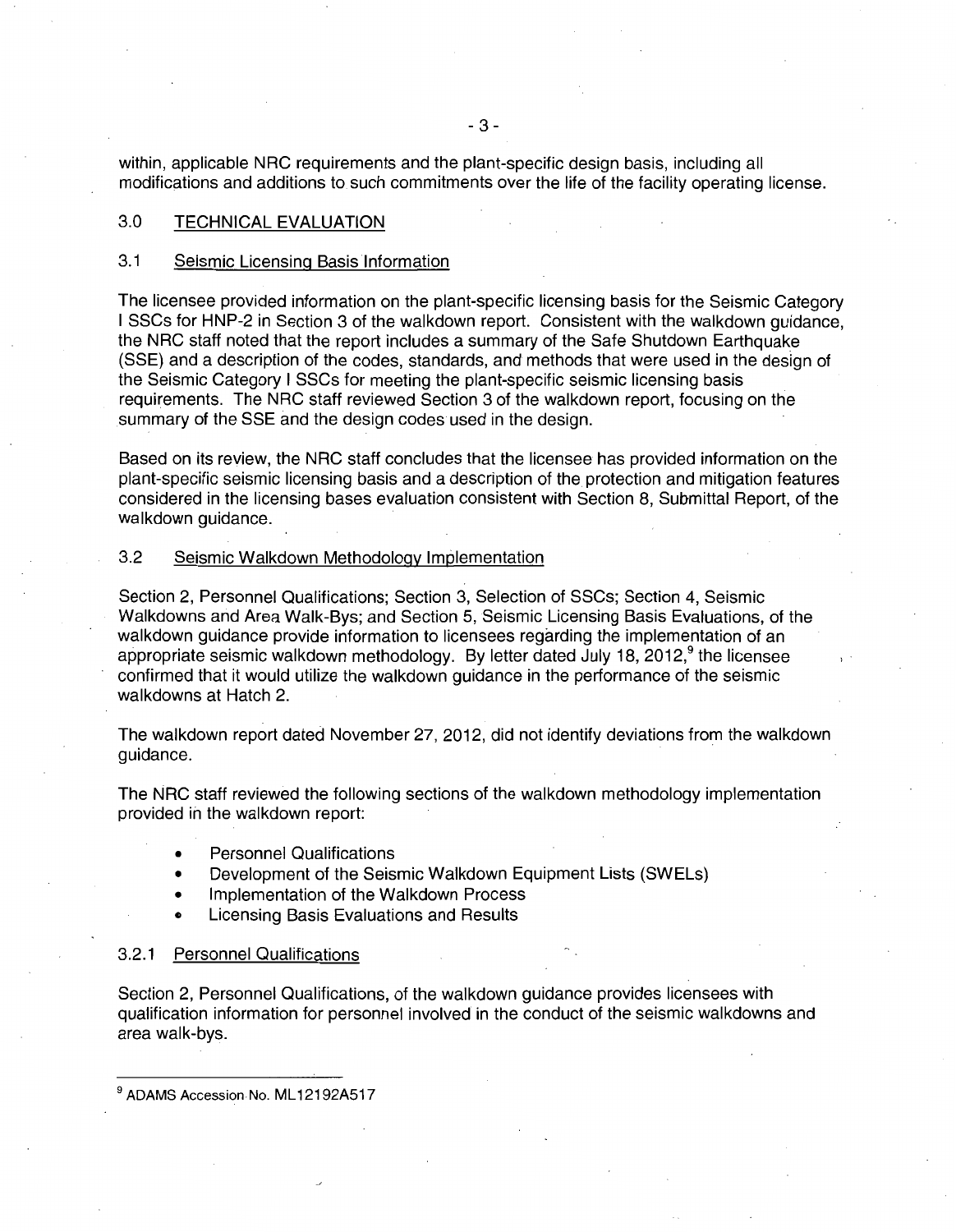within, applicable NRC requirements and the plant-specific design basis, including all modifications and additions to such commitments over the life of the facility operating license.

## 3.0 TECHNICAL EVALUATION

### 3.1 Seismic Licensing Basis Information

The licensee provided information on the plant-specific licensing basis for the Seismic Category I SSCs for HNP-2 in Section 3 of the walkdown report. Consistent with the walkdown guidance, the NRC staff noted that the report includes a summary of the Safe Shutdown Earthquake (SSE) and a description of the codes, standards, and methods that were used in the design of the Seismic Category I SSCs for meeting the plant-specific seismic licensing basis requirements. The NRC staff reviewed Section 3 of the walkdown report, focusing on the summary of the SSE and the design codes used in the design.

Based on its review, the NRC staff concludes that the licensee has provided information on the plant-specific seismic licensing basis and a description of the protection and mitigation features considered in the licensing bases evaluation consistent with Section 8, Submittal Report, of the walkdown guidance.

### 3.2 Seismic Walkdown Methodology Implementation

Section 2, Personnel Qualifications; Section 3, Selection of SSCs; Section 4, Seismic Walkdowns and Area Walk-Bys; and Section 5, Seismic Licensing Basis Evaluations, of the walkdown guidance provide information to licensees regarding the implementation of an appropriate seismic walkdown methodology. By letter dated July 18, 2012,[9] the licensee confirmed that it would utilize the walkdown guidance in the performance of the seismic walkdowns at Hatch 2.

The walkdown report dated November 27, 2012, did not identify deviations from the walkdown guidance.

The NRC staff reviewed the following sections of the walkdown methodology implementation provided in the walkdown report:

- Personnel Qualifications
- Development of the Seismic Walkdown Equipment Lists (SWELs)
- Implementation of the Walkdown Process
- Licensing Basis Evaluations and Results

#### 3.2.1 Personnel Qualifications

Section 2, Personnel Qualifications, of the walkdown guidance provides licensees with qualification information for personnel involved in the conduct of the seismic walkdowns and area walk-bys.

---

[9] ADAMS Accession No. ML12192A517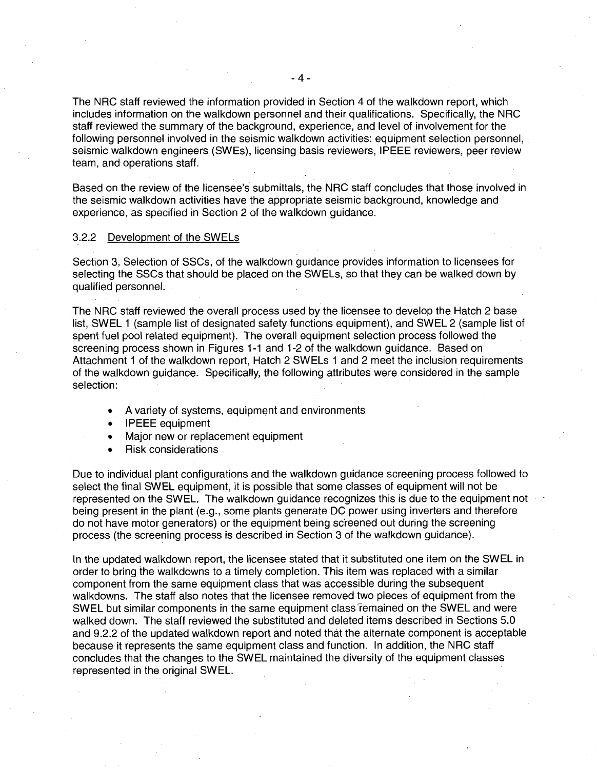The NRC staff reviewed the information provided in Section 4 of the walkdown report, which includes information on the walkdown personnel and their qualifications. Specifically, the NRC staff reviewed the summary of the background, experience, and level of involvement for the following personnel involved in the seismic walkdown activities: equipment selection personnel, seismic walkdown engineers (SWEs), licensing basis reviewers, IPEEE reviewers, peer review team, and operations staff.

Based on the review of the licensee's submittals, the NRC staff concludes that those involved in the seismic walkdown activities have the appropriate seismic background, knowledge and experience, as specified in Section 2 of the walkdown guidance.

### 3.2.2 Development of the SWELs

Section 3, Selection of SSCs, of the walkdown guidance provides information to licensees for selecting the SSCs that should be placed on the SWELs, so that they can be walked down by qualified personnel.

The NRC staff reviewed the overall process used by the licensee to develop the Hatch 2 base list, SWEL 1 (sample list of designated safety functions equipment), and SWEL 2 (sample list of spent fuel pool related equipment). The overall equipment selection process followed the screening process shown in Figures 1-1 and 1-2 of the walkdown guidance. Based on Attachment 1 of the walkdown report, Hatch 2 SWELs 1 and 2 meet the inclusion requirements of the walkdown guidance. Specifically, the following attributes were considered in the sample selection:

- A variety of systems, equipment and environments
- IPEEE equipment
- Major new or replacement equipment
- Risk considerations

Due to individual plant configurations and the walkdown guidance screening process followed to select the final SWEL equipment, it is possible that some classes of equipment will not be represented on the SWEL. The walkdown guidance recognizes this is due to the equipment not being present in the plant (e.g., some plants generate DC power using inverters and therefore do not have motor generators) or the equipment being screened out during the screening process (the screening process is described in Section 3 of the walkdown guidance).

In the updated walkdown report, the licensee stated that it substituted one item on the SWEL in order to bring the walkdowns to a timely completion. This item was replaced with a similar component from the same equipment class that was accessible during the subsequent walkdowns. The staff also notes that the licensee removed two pieces of equipment from the SWEL but similar components in the same equipment class remained on the SWEL and were walked down. The staff reviewed the substituted and deleted items described in Sections 5.0 and 9.2.2 of the updated walkdown report and noted that the alternate component is acceptable because it represents the same equipment class and function. In addition, the NRC staff concludes that the changes to the SWEL maintained the diversity of the equipment classes represented in the original SWEL.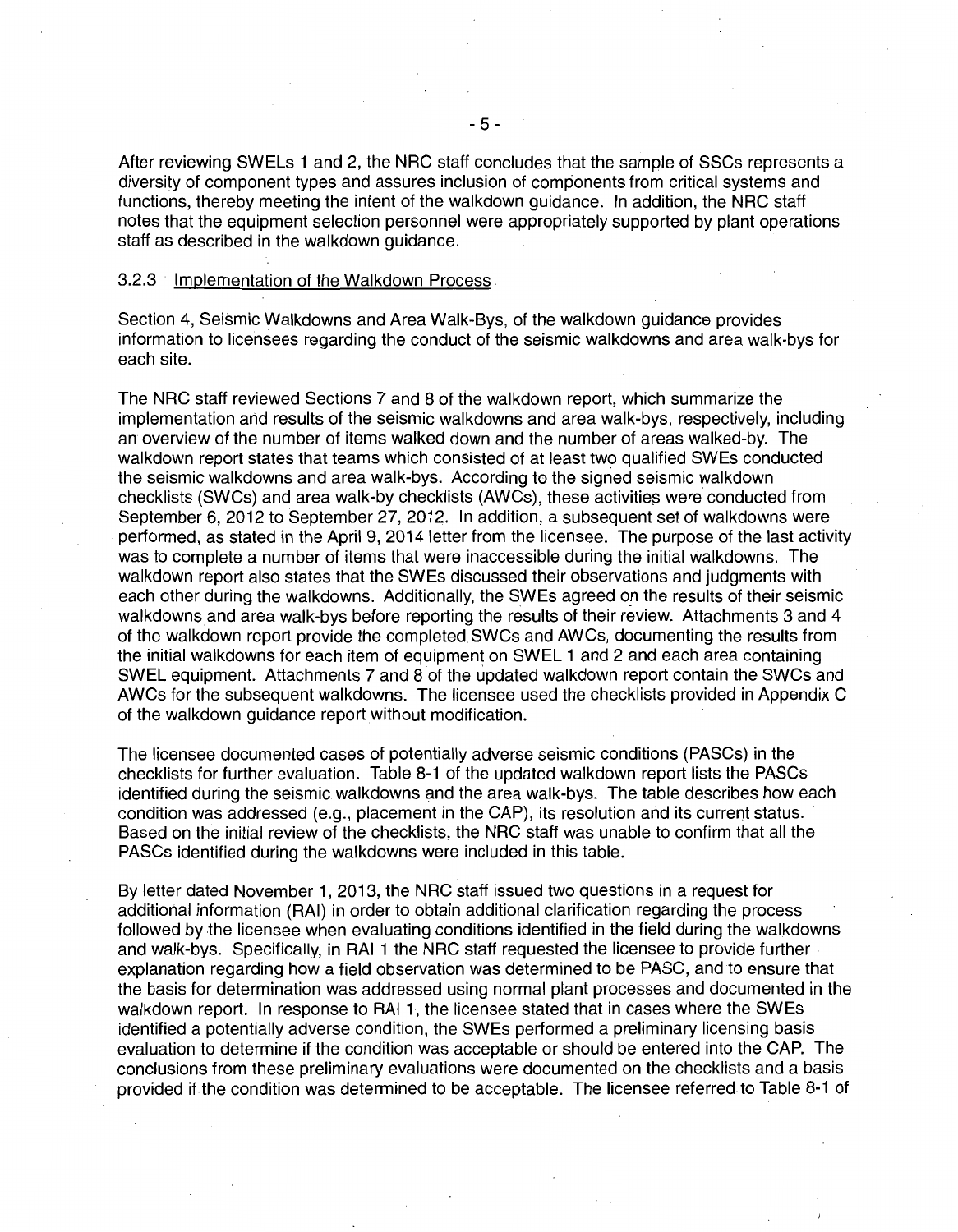After reviewing SWELs 1 and 2, the NRC staff concludes that the sample of SSCs represents a diversity of component types and assures inclusion of components from critical systems and functions, thereby meeting the intent of the walkdown guidance. In addition, the NRC staff notes that the equipment selection personnel were appropriately supported by plant operations staff as described in the walkdown guidance.

### 3.2.3 Implementation of the Walkdown Process

Section 4, Seismic Walkdowns and Area Walk-Bys, of the walkdown guidance provides information to licensees regarding the conduct of the seismic walkdowns and area walk-bys for each site.

The NRC staff reviewed Sections 7 and 8 of the walkdown report, which summarize the implementation and results of the seismic walkdowns and area walk-bys, respectively, including an overview of the number of items walked down and the number of areas walked-by. The walkdown report states that teams which consisted of at least two qualified SWEs conducted the seismic walkdowns and area walk-bys. According to the signed seismic walkdown checklists (SWCs) and area walk-by checklists (AWCs), these activities were conducted from September 6, 2012 to September 27, 2012. In addition, a subsequent set of walkdowns were performed, as stated in the April 9, 2014 letter from the licensee. The purpose of the last activity was to complete a number of items that were inaccessible during the initial walkdowns. The walkdown report also states that the SWEs discussed their observations and judgments with each other during the walkdowns. Additionally, the SWEs agreed on the results of their seismic walkdowns and area walk-bys before reporting the results of their review. Attachments 3 and 4 of the walkdown report provide the completed SWCs and AWCs, documenting the results from the initial walkdowns for each item of equipment on SWEL 1 and 2 and each area containing SWEL equipment. Attachments 7 and 8 of the updated walkdown report contain the SWCs and AWCs for the subsequent walkdowns. The licensee used the checklists provided in Appendix C of the walkdown guidance report without modification.

The licensee documented cases of potentially adverse seismic conditions (PASCs) in the checklists for further evaluation. Table 8-1 of the updated walkdown report lists the PASCs identified during the seismic walkdowns and the area walk-bys. The table describes how each condition was addressed (e.g., placement in the CAP), its resolution and its current status. Based on the initial review of the checklists, the NRC staff was unable to confirm that all the PASCs identified during the walkdowns were included in this table.

By letter dated November 1, 2013, the NRC staff issued two questions in a request for additional information (RAI) in order to obtain additional clarification regarding the process followed by the licensee when evaluating conditions identified in the field during the walkdowns and walk-bys. Specifically, in RAI 1 the NRC staff requested the licensee to provide further explanation regarding how a field observation was determined to be PASC, and to ensure that the basis for determination was addressed using normal plant processes and documented in the walkdown report. In response to RAI 1, the licensee stated that in cases where the SWEs identified a potentially adverse condition, the SWEs performed a preliminary licensing basis evaluation to determine if the condition was acceptable or should be entered into the CAP. The conclusions from these preliminary evaluations were documented on the checklists and a basis provided if the condition was determined to be acceptable. The licensee referred to Table 8-1 of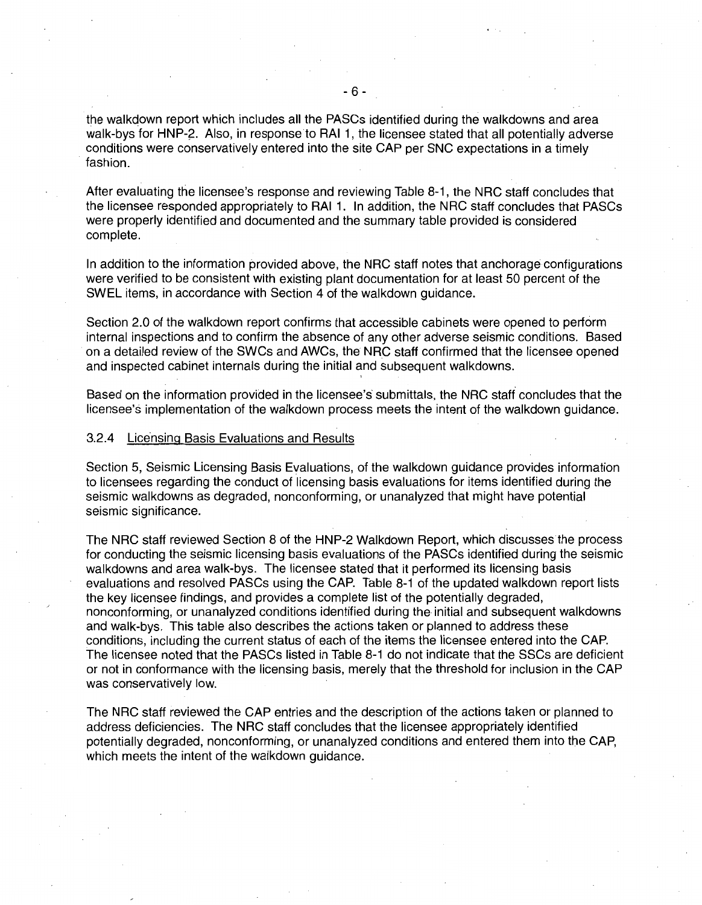the walkdown report which includes all the PASCs identified during the walkdowns and area walk-bys for HNP-2. Also, in response to RAI 1, the licensee stated that all potentially adverse conditions were conservatively entered into the site CAP per SNC expectations in a timely fashion.

After evaluating the licensee's response and reviewing Table 8-1, the NRC staff concludes that the licensee responded appropriately to RAI 1. In addition, the NRC staff concludes that PASCs were properly identified and documented and the summary table provided is considered complete.

In addition to the information provided above, the NRC staff notes that anchorage configurations were verified to be consistent with existing plant documentation for at least 50 percent of the SWEL items, in accordance with Section 4 of the walkdown guidance.

Section 2.0 of the walkdown report confirms that accessible cabinets were opened to perform internal inspections and to confirm the absence of any other adverse seismic conditions. Based on a detailed review of the SWCs and AWCs, the NRC staff confirmed that the licensee opened and inspected cabinet internals during the initial and subsequent walkdowns.

Based on the information provided in the licensee's submittals, the NRC staff concludes that the licensee's implementation of the walkdown process meets the intent of the walkdown guidance.

### 3.2.4 Licensing Basis Evaluations and Results

Section 5, Seismic Licensing Basis Evaluations, of the walkdown guidance provides information to licensees regarding the conduct of licensing basis evaluations for items identified during the seismic walkdowns as degraded, nonconforming, or unanalyzed that might have potential seismic significance.

The NRC staff reviewed Section 8 of the HNP-2 Walkdown Report, which discusses the process for conducting the seismic licensing basis evaluations of the PASCs identified during the seismic walkdowns and area walk-bys. The licensee stated that it performed its licensing basis evaluations and resolved PASCs using the CAP. Table 8-1 of the updated walkdown report lists the key licensee findings, and provides a complete list of the potentially degraded, nonconforming, or unanalyzed conditions identified during the initial and subsequent walkdowns and walk-bys. This table also describes the actions taken or planned to address these conditions, including the current status of each of the items the licensee entered into the CAP. The licensee noted that the PASCs listed in Table 8-1 do not indicate that the SSCs are deficient or not in conformance with the licensing basis, merely that the threshold for inclusion in the CAP was conservatively low.

The NRC staff reviewed the CAP entries and the description of the actions taken or planned to address deficiencies. The NRC staff concludes that the licensee appropriately identified potentially degraded, nonconforming, or unanalyzed conditions and entered them into the CAP, which meets the intent of the walkdown guidance.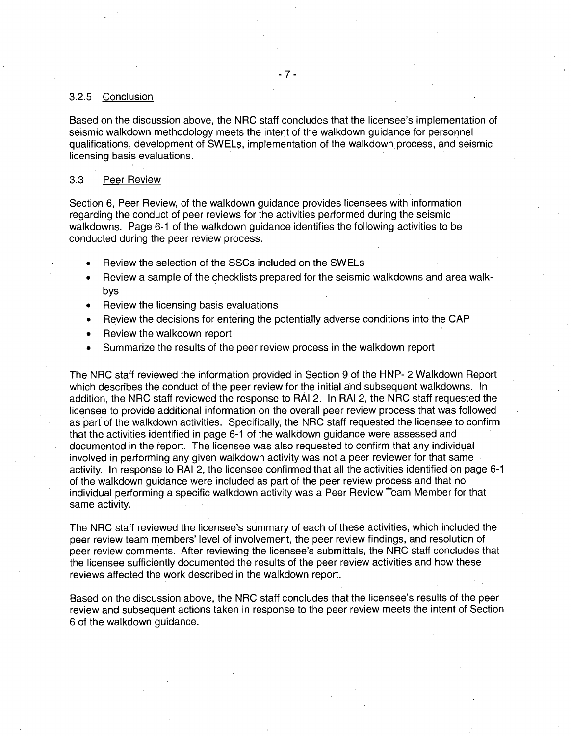### 3.2.5 Conclusion

Based on the discussion above, the NRC staff concludes that the licensee's implementation of seismic walkdown methodology meets the intent of the walkdown guidance for personnel qualifications, development of SWELs, implementation of the walkdown process, and seismic licensing basis evaluations.

## 3.3 Peer Review

Section 6, Peer Review, of the walkdown guidance provides licensees with information regarding the conduct of peer reviews for the activities performed during the seismic walkdowns. Page 6-1 of the walkdown guidance identifies the following activities to be conducted during the peer review process:

- Review the selection of the SSCs included on the SWELs
- Review a sample of the checklists prepared for the seismic walkdowns and area walk-bys
- Review the licensing basis evaluations
- Review the decisions for entering the potentially adverse conditions into the CAP
- Review the walkdown report
- Summarize the results of the peer review process in the walkdown report

The NRC staff reviewed the information provided in Section 9 of the HNP- 2 Walkdown Report which describes the conduct of the peer review for the initial and subsequent walkdowns. In addition, the NRC staff reviewed the response to RAI 2. In RAI 2, the NRC staff requested the licensee to provide additional information on the overall peer review process that was followed as part of the walkdown activities. Specifically, the NRC staff requested the licensee to confirm that the activities identified in page 6-1 of the walkdown guidance were assessed and documented in the report. The licensee was also requested to confirm that any individual involved in performing any given walkdown activity was not a peer reviewer for that same activity. In response to RAI 2, the licensee confirmed that all the activities identified on page 6-1 of the walkdown guidance were included as part of the peer review process and that no individual performing a specific walkdown activity was a Peer Review Team Member for that same activity.

The NRC staff reviewed the licensee's summary of each of these activities, which included the peer review team members' level of involvement, the peer review findings, and resolution of peer review comments. After reviewing the licensee's submittals, the NRC staff concludes that the licensee sufficiently documented the results of the peer review activities and how these reviews affected the work described in the walkdown report.

Based on the discussion above, the NRC staff concludes that the licensee's results of the peer review and subsequent actions taken in response to the peer review meets the intent of Section 6 of the walkdown guidance.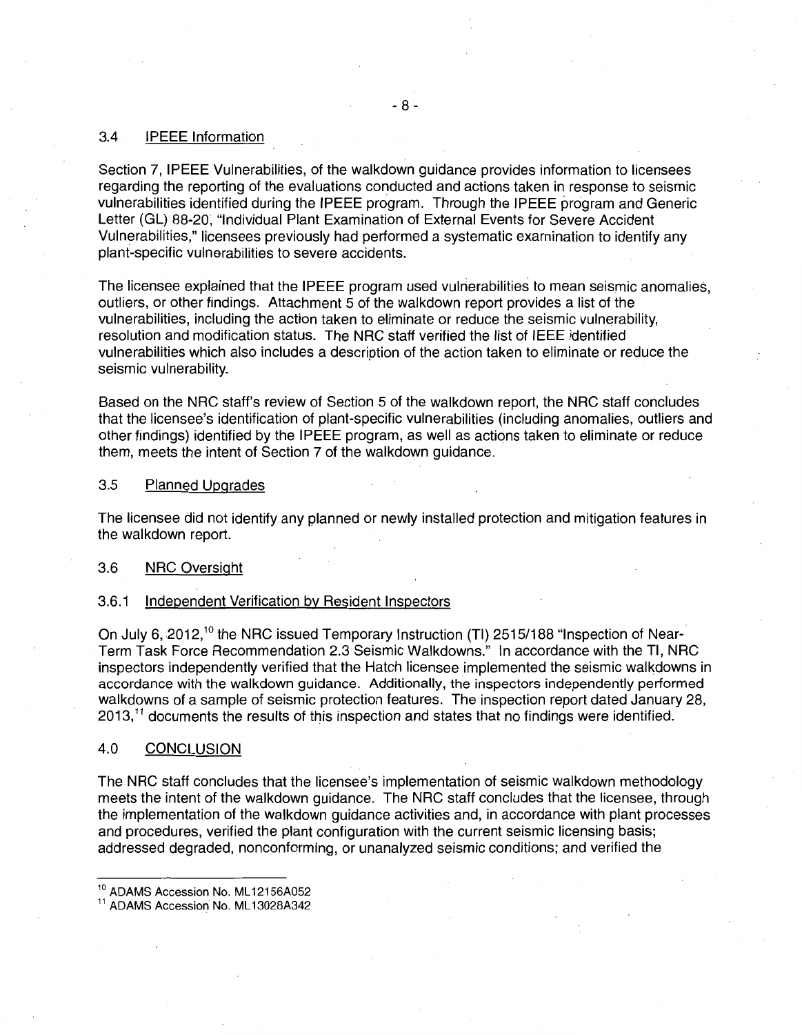### 3.4 IPEEE Information

Section 7, IPEEE Vulnerabilities, of the walkdown guidance provides information to licensees regarding the reporting of the evaluations conducted and actions taken in response to seismic vulnerabilities identified during the IPEEE program. Through the IPEEE program and Generic Letter (GL) 88-20, "Individual Plant Examination of External Events for Severe Accident Vulnerabilities," licensees previously had performed a systematic examination to identify any plant-specific vulnerabilities to severe accidents.

The licensee explained that the IPEEE program used vulnerabilities to mean seismic anomalies, outliers, or other findings. Attachment 5 of the walkdown report provides a list of the vulnerabilities, including the action taken to eliminate or reduce the seismic vulnerability, resolution and modification status. The NRC staff verified the list of IEEE identified vulnerabilities which also includes a description of the action taken to eliminate or reduce the seismic vulnerability.

Based on the NRC staff's review of Section 5 of the walkdown report, the NRC staff concludes that the licensee's identification of plant-specific vulnerabilities (including anomalies, outliers and other findings) identified by the IPEEE program, as well as actions taken to eliminate or reduce them, meets the intent of Section 7 of the walkdown guidance.

### 3.5 Planned Upgrades

The licensee did not identify any planned or newly installed protection and mitigation features in the walkdown report.

### 3.6 NRC Oversight

#### 3.6.1 Independent Verification by Resident Inspectors

On July 6, 2012,[10] the NRC issued Temporary Instruction (TI) 2515/188 "Inspection of Near-Term Task Force Recommendation 2.3 Seismic Walkdowns." In accordance with the TI, NRC inspectors independently verified that the Hatch licensee implemented the seismic walkdowns in accordance with the walkdown guidance. Additionally, the inspectors independently performed walkdowns of a sample of seismic protection features. The inspection report dated January 28, 2013,[11] documents the results of this inspection and states that no findings were identified.

## 4.0 CONCLUSION

The NRC staff concludes that the licensee's implementation of seismic walkdown methodology meets the intent of the walkdown guidance. The NRC staff concludes that the licensee, through the implementation of the walkdown guidance activities and, in accordance with plant processes and procedures, verified the plant configuration with the current seismic licensing basis; addressed degraded, nonconforming, or unanalyzed seismic conditions; and verified the

---

[10] ADAMS Accession No. ML12156A052

[11] ADAMS Accession No. ML13028A342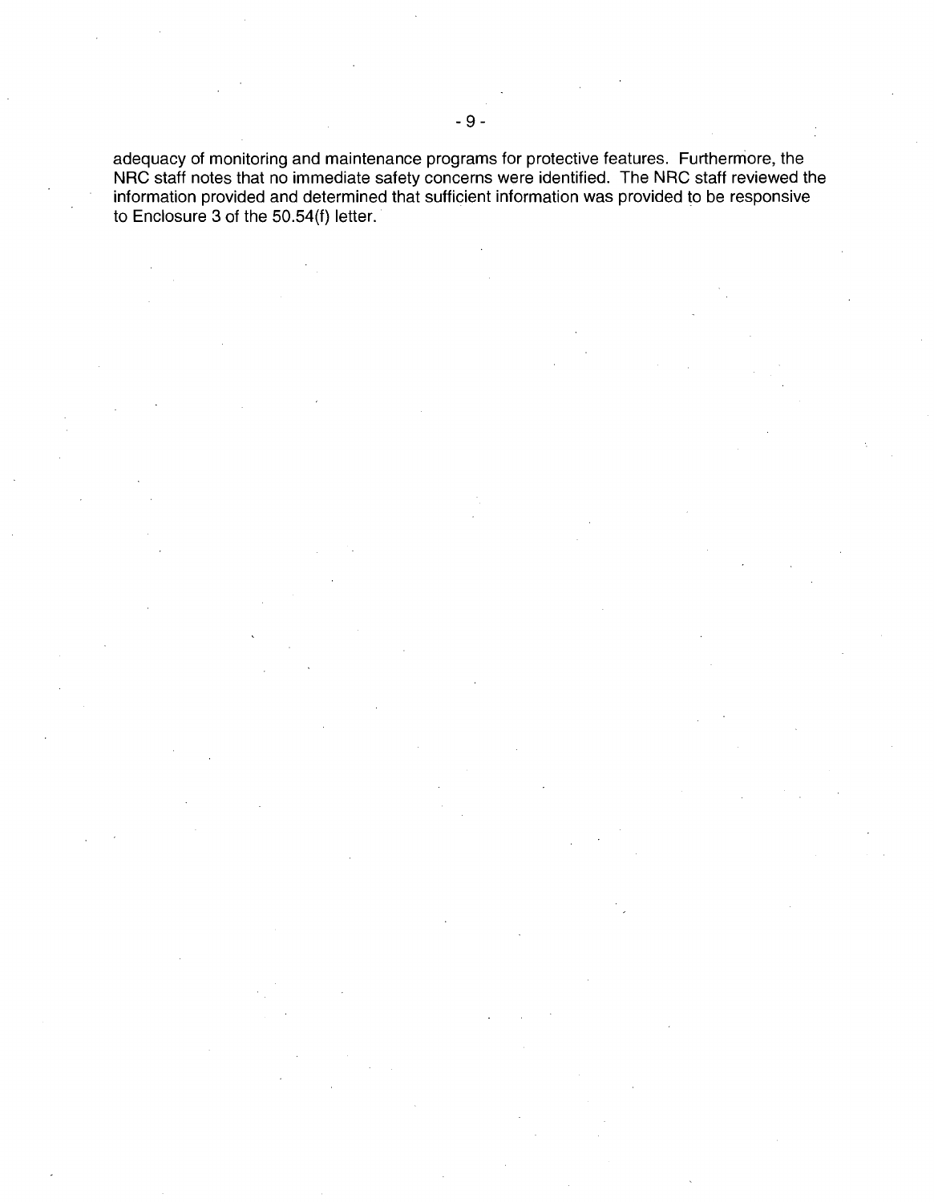adequacy of monitoring and maintenance programs for protective features. Furthermore, the NRC staff notes that no immediate safety concerns were identified. The NRC staff reviewed the information provided and determined that sufficient information was provided to be responsive to Enclosure 3 of the 50.54(f) letter.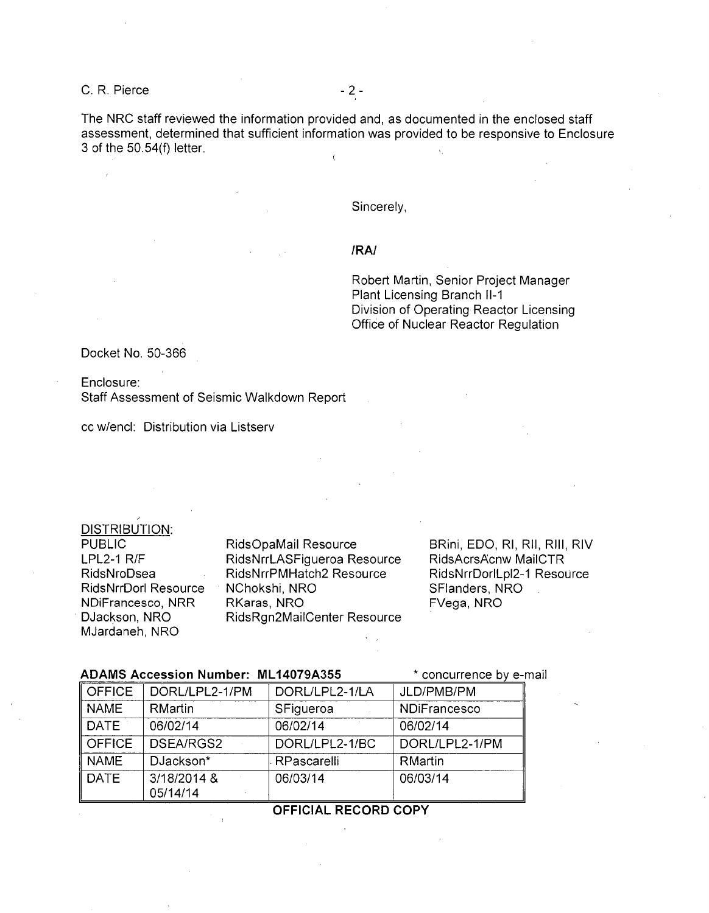C. R. Pierce

The NRC staff reviewed the information provided and, as documented in the enclosed staff assessment, determined that sufficient information was provided to be responsive to Enclosure 3 of the 50.54(f) letter.

Sincerely,

**/RA/**

Robert Martin, Senior Project Manager
Plant Licensing Branch II-1
Division of Operating Reactor Licensing
Office of Nuclear Reactor Regulation

Docket No. 50-366

Enclosure:
Staff Assessment of Seismic Walkdown Report

cc w/encl: Distribution via Listserv

DISTRIBUTION:

PUBLIC
LPL2-1 R/F
RidsNroDsea
RidsNrrDorl Resource
NDiFrancesco, NRR
DJackson, NRO
MJardaneh, NRO
RidsOpaMail Resource
RidsNrrLASFigueroa Resource
RidsNrrPMHatch2 Resource
NChokshi, NRO
RKaras, NRO
RidsRgn2MailCenter Resource
BRini, EDO, RI, RII, RIII, RIV
RidsAcrsAcnw MailCTR
RidsNrrDorlLpl2-1 Resource
SFlanders, NRO
FVega, NRO

**ADAMS Accession Number: ML14079A355** * concurrence by e-mail

| | | | |
|---|---|---|---|
| OFFICE | DORL/LPL2-1/PM | DORL/LPL2-1/LA | JLD/PMB/PM |
| NAME | RMartin | SFigueroa | NDiFrancesco |
| DATE | 06/02/14 | 06/02/14 | 06/02/14 |
| OFFICE | DSEA/RGS2 | DORL/LPL2-1/BC | DORL/LPL2-1/PM |
| NAME | DJackson* | RPascarelli | RMartin |
| DATE | 3/18/2014 & 05/14/14 | 06/03/14 | 06/03/14 |

**OFFICIAL RECORD COPY**